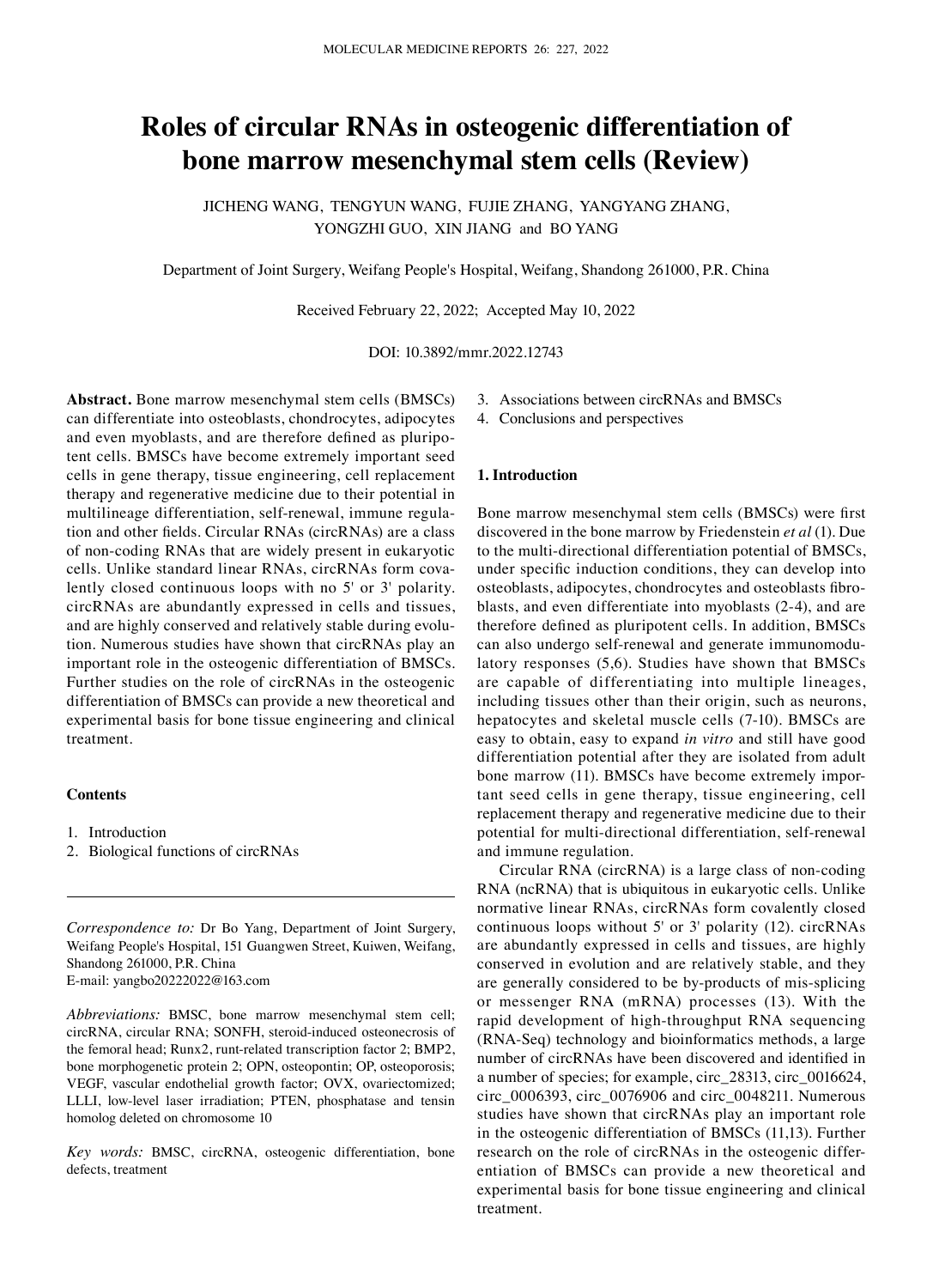# Roles of circular RNAs in osteogenic differentiation of bone marrow mesenchymal stem cells (Review)

JICHENG WANG, TENGYUN WANG, FUJIE ZHANG, YANGYANG ZHANG, YONGZHI GUO, XIN JIANG and BO YANG

Department of Joint Surgery, Weifang People's Hospital, Weifang, Shandong 261000, P.R. China

Received February 22, 2022; Accepted May 10, 2022

DOI: 10.3892/mmr.2022.12743

**Abstract.** Bone marrow mesenchymal stem cells (BMSCs) can differentiate into osteoblasts, chondrocytes, adipocytes and even myoblasts, and are therefore defined as pluripotent cells. BMSCs have become extremely important seed cells in gene therapy, tissue engineering, cell replacement therapy and regenerative medicine due to their potential in multilineage differentiation, self-renewal, immune regulation and other fields. Circular RNAs (circRNAs) are a class of non-coding RNAs that are widely present in eukaryotic cells. Unlike standard linear RNAs, circRNAs form covalently closed continuous loops with no 5' or 3' polarity. circRNAs are abundantly expressed in cells and tissues, and are highly conserved and relatively stable during evolution. Numerous studies have shown that circRNAs play an important role in the osteogenic differentiation of BMSCs. Further studies on the role of circRNAs in the osteogenic differentiation of BMSCs can provide a new theoretical and experimental basis for bone tissue engineering and clinical treatment.

**Contents**

1. Introduction
2. Biological functions of circRNAs
3. Associations between circRNAs and BMSCs
4. Conclusions and perspectives

*Correspondence to:* Dr Bo Yang, Department of Joint Surgery, Weifang People's Hospital, 151 Guangwen Street, Kuiwen, Weifang, Shandong 261000, P.R. China
E-mail: yangbo20222022@163.com

*Abbreviations:* BMSC, bone marrow mesenchymal stem cell; circRNA, circular RNA; SONFH, steroid-induced osteonecrosis of the femoral head; Runx2, runt-related transcription factor 2; BMP2, bone morphogenetic protein 2; OPN, osteopontin; OP, osteoporosis; VEGF, vascular endothelial growth factor; OVX, ovariectomized; LLLI, low-level laser irradiation; PTEN, phosphatase and tensin homolog deleted on chromosome 10

*Key words:* BMSC, circRNA, osteogenic differentiation, bone defects, treatment

## 1. Introduction

Bone marrow mesenchymal stem cells (BMSCs) were first discovered in the bone marrow by Friedenstein *et al* (1). Due to the multi-directional differentiation potential of BMSCs, under specific induction conditions, they can develop into osteoblasts, adipocytes, chondrocytes and osteoblasts fibroblasts, and even differentiate into myoblasts (2-4), and are therefore defined as pluripotent cells. In addition, BMSCs can also undergo self-renewal and generate immunomodulatory responses (5,6). Studies have shown that BMSCs are capable of differentiating into multiple lineages, including tissues other than their origin, such as neurons, hepatocytes and skeletal muscle cells (7-10). BMSCs are easy to obtain, easy to expand *in vitro* and still have good differentiation potential after they are isolated from adult bone marrow (11). BMSCs have become extremely important seed cells in gene therapy, tissue engineering, cell replacement therapy and regenerative medicine due to their potential for multi-directional differentiation, self-renewal and immune regulation.

Circular RNA (circRNA) is a large class of non-coding RNA (ncRNA) that is ubiquitous in eukaryotic cells. Unlike normative linear RNAs, circRNAs form covalently closed continuous loops without 5' or 3' polarity (12). circRNAs are abundantly expressed in cells and tissues, are highly conserved in evolution and are relatively stable, and they are generally considered to be by-products of mis-splicing or messenger RNA (mRNA) processes (13). With the rapid development of high-throughput RNA sequencing (RNA-Seq) technology and bioinformatics methods, a large number of circRNAs have been discovered and identified in a number of species; for example, circ_28313, circ_0016624, circ_0006393, circ_0076906 and circ_0048211. Numerous studies have shown that circRNAs play an important role in the osteogenic differentiation of BMSCs (11,13). Further research on the role of circRNAs in the osteogenic differentiation of BMSCs can provide a new theoretical and experimental basis for bone tissue engineering and clinical treatment.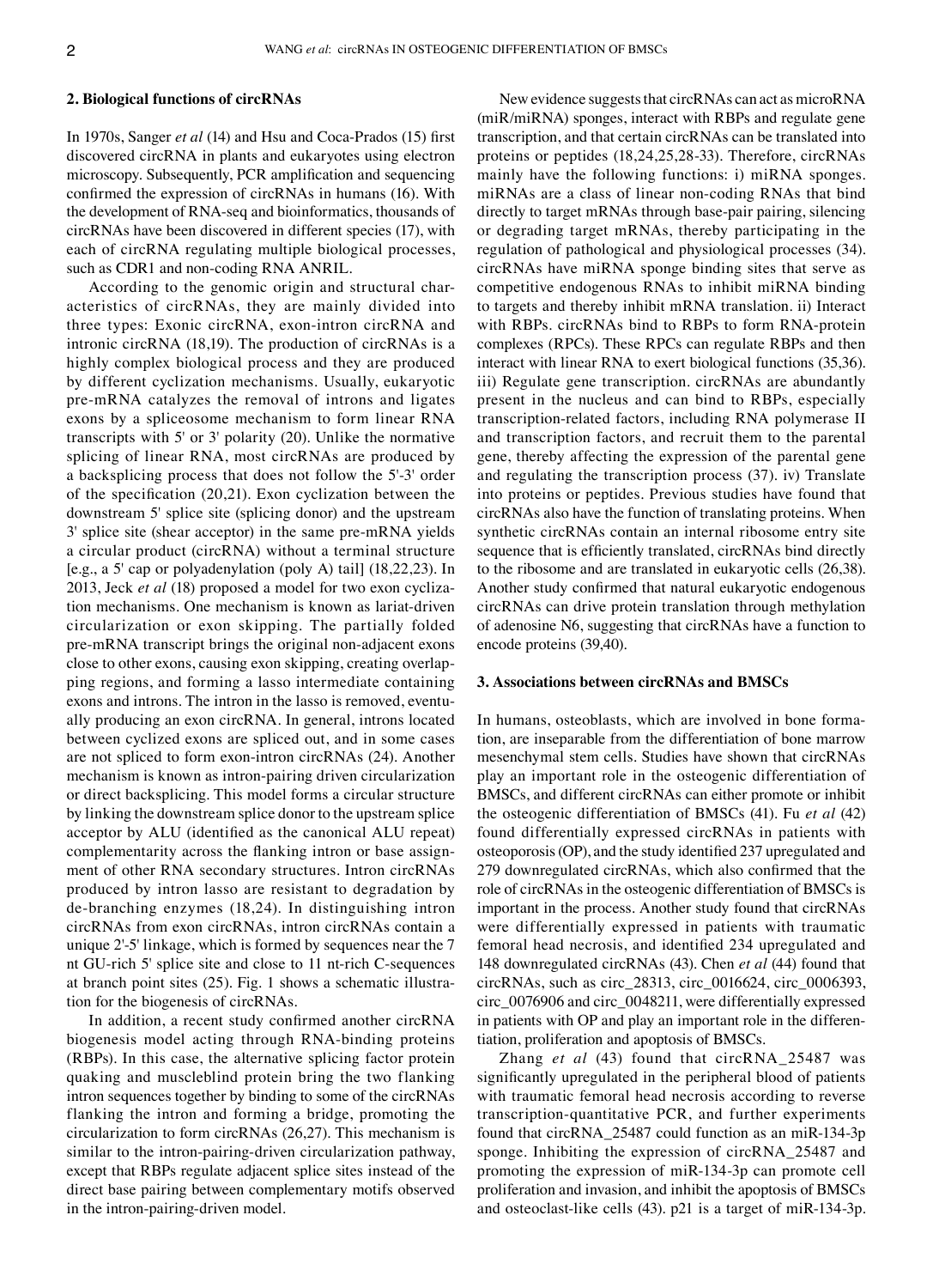## 2. Biological functions of circRNAs

In 1970s, Sanger *et al* (14) and Hsu and Coca-Prados (15) first discovered circRNA in plants and eukaryotes using electron microscopy. Subsequently, PCR amplification and sequencing confirmed the expression of circRNAs in humans (16). With the development of RNA-seq and bioinformatics, thousands of circRNAs have been discovered in different species (17), with each of circRNA regulating multiple biological processes, such as CDR1 and non-coding RNA ANRIL.

According to the genomic origin and structural characteristics of circRNAs, they are mainly divided into three types: Exonic circRNA, exon-intron circRNA and intronic circRNA (18,19). The production of circRNAs is a highly complex biological process and they are produced by different cyclization mechanisms. Usually, eukaryotic pre-mRNA catalyzes the removal of introns and ligates exons by a spliceosome mechanism to form linear RNA transcripts with 5' or 3' polarity (20). Unlike the normative splicing of linear RNA, most circRNAs are produced by a backsplicing process that does not follow the 5'-3' order of the specification (20,21). Exon cyclization between the downstream 5' splice site (splicing donor) and the upstream 3' splice site (shear acceptor) in the same pre-mRNA yields a circular product (circRNA) without a terminal structure [e.g., a 5' cap or polyadenylation (poly A) tail] (18,22,23). In 2013, Jeck *et al* (18) proposed a model for two exon cyclization mechanisms. One mechanism is known as lariat-driven circularization or exon skipping. The partially folded pre-mRNA transcript brings the original non-adjacent exons close to other exons, causing exon skipping, creating overlapping regions, and forming a lasso intermediate containing exons and introns. The intron in the lasso is removed, eventually producing an exon circRNA. In general, introns located between cyclized exons are spliced out, and in some cases are not spliced to form exon-intron circRNAs (24). Another mechanism is known as intron-pairing driven circularization or direct backsplicing. This model forms a circular structure by linking the downstream splice donor to the upstream splice acceptor by ALU (identified as the canonical ALU repeat) complementarity across the flanking intron or base assignment of other RNA secondary structures. Intron circRNAs produced by intron lasso are resistant to degradation by de-branching enzymes (18,24). In distinguishing intron circRNAs from exon circRNAs, intron circRNAs contain a unique 2'-5' linkage, which is formed by sequences near the 7 nt GU-rich 5' splice site and close to 11 nt-rich C-sequences at branch point sites (25). Fig. 1 shows a schematic illustration for the biogenesis of circRNAs.

In addition, a recent study confirmed another circRNA biogenesis model acting through RNA-binding proteins (RBPs). In this case, the alternative splicing factor protein quaking and muscleblind protein bring the two flanking intron sequences together by binding to some of the circRNAs flanking the intron and forming a bridge, promoting the circularization to form circRNAs (26,27). This mechanism is similar to the intron-pairing-driven circularization pathway, except that RBPs regulate adjacent splice sites instead of the direct base pairing between complementary motifs observed in the intron-pairing-driven model.

New evidence suggests that circRNAs can act as microRNA (miR/miRNA) sponges, interact with RBPs and regulate gene transcription, and that certain circRNAs can be translated into proteins or peptides (18,24,25,28-33). Therefore, circRNAs mainly have the following functions: i) miRNA sponges. miRNAs are a class of linear non-coding RNAs that bind directly to target mRNAs through base-pair pairing, silencing or degrading target mRNAs, thereby participating in the regulation of pathological and physiological processes (34). circRNAs have miRNA sponge binding sites that serve as competitive endogenous RNAs to inhibit miRNA binding to targets and thereby inhibit mRNA translation. ii) Interact with RBPs. circRNAs bind to RBPs to form RNA-protein complexes (RPCs). These RPCs can regulate RBPs and then interact with linear RNA to exert biological functions (35,36). iii) Regulate gene transcription. circRNAs are abundantly present in the nucleus and can bind to RBPs, especially transcription-related factors, including RNA polymerase II and transcription factors, and recruit them to the parental gene, thereby affecting the expression of the parental gene and regulating the transcription process (37). iv) Translate into proteins or peptides. Previous studies have found that circRNAs also have the function of translating proteins. When synthetic circRNAs contain an internal ribosome entry site sequence that is efficiently translated, circRNAs bind directly to the ribosome and are translated in eukaryotic cells (26,38). Another study confirmed that natural eukaryotic endogenous circRNAs can drive protein translation through methylation of adenosine N6, suggesting that circRNAs have a function to encode proteins (39,40).

## 3. Associations between circRNAs and BMSCs

In humans, osteoblasts, which are involved in bone formation, are inseparable from the differentiation of bone marrow mesenchymal stem cells. Studies have shown that circRNAs play an important role in the osteogenic differentiation of BMSCs, and different circRNAs can either promote or inhibit the osteogenic differentiation of BMSCs (41). Fu *et al* (42) found differentially expressed circRNAs in patients with osteoporosis (OP), and the study identified 237 upregulated and 279 downregulated circRNAs, which also confirmed that the role of circRNAs in the osteogenic differentiation of BMSCs is important in the process. Another study found that circRNAs were differentially expressed in patients with traumatic femoral head necrosis, and identified 234 upregulated and 148 downregulated circRNAs (43). Chen *et al* (44) found that circRNAs, such as circ_28313, circ_0016624, circ_0006393, circ_0076906 and circ_0048211, were differentially expressed in patients with OP and play an important role in the differentiation, proliferation and apoptosis of BMSCs.

Zhang *et al* (43) found that circRNA_25487 was significantly upregulated in the peripheral blood of patients with traumatic femoral head necrosis according to reverse transcription-quantitative PCR, and further experiments found that circRNA_25487 could function as an miR-134-3p sponge. Inhibiting the expression of circRNA_25487 and promoting the expression of miR-134-3p can promote cell proliferation and invasion, and inhibit the apoptosis of BMSCs and osteoclast-like cells (43). p21 is a target of miR-134-3p.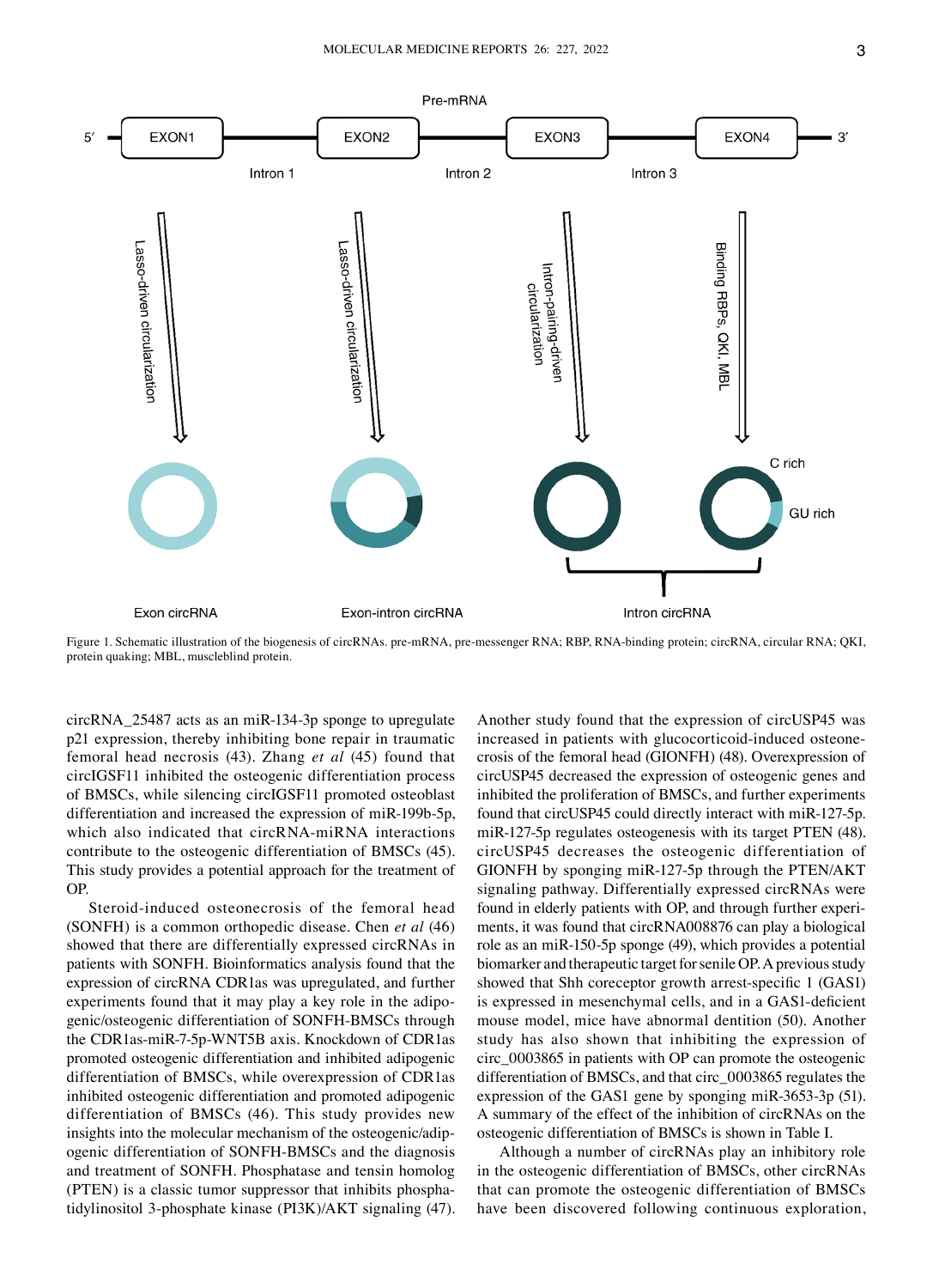Figure 1. Schematic illustration of the biogenesis of circRNAs. pre-mRNA, pre-messenger RNA; RBP, RNA-binding protein; circRNA, circular RNA; QKI, protein quaking; MBL, muscleblind protein.

circRNA_25487 acts as an miR-134-3p sponge to upregulate p21 expression, thereby inhibiting bone repair in traumatic femoral head necrosis (43). Zhang *et al* (45) found that circIGSF11 inhibited the osteogenic differentiation process of BMSCs, while silencing circIGSF11 promoted osteoblast differentiation and increased the expression of miR-199b-5p, which also indicated that circRNA-miRNA interactions contribute to the osteogenic differentiation of BMSCs (45). This study provides a potential approach for the treatment of OP.

Steroid-induced osteonecrosis of the femoral head (SONFH) is a common orthopedic disease. Chen *et al* (46) showed that there are differentially expressed circRNAs in patients with SONFH. Bioinformatics analysis found that the expression of circRNA CDR1as was upregulated, and further experiments found that it may play a key role in the adipogenic/osteogenic differentiation of SONFH-BMSCs through the CDR1as-miR-7-5p-WNT5B axis. Knockdown of CDR1as promoted osteogenic differentiation and inhibited adipogenic differentiation of BMSCs, while overexpression of CDR1as inhibited osteogenic differentiation and promoted adipogenic differentiation of BMSCs (46). This study provides new insights into the molecular mechanism of the osteogenic/adipogenic differentiation of SONFH-BMSCs and the diagnosis and treatment of SONFH. Phosphatase and tensin homolog (PTEN) is a classic tumor suppressor that inhibits phosphatidylinositol 3-phosphate kinase (PI3K)/AKT signaling (47). Another study found that the expression of circUSP45 was increased in patients with glucocorticoid-induced osteonecrosis of the femoral head (GIONFH) (48). Overexpression of circUSP45 decreased the expression of osteogenic genes and inhibited the proliferation of BMSCs, and further experiments found that circUSP45 could directly interact with miR-127-5p. miR-127-5p regulates osteogenesis with its target PTEN (48). circUSP45 decreases the osteogenic differentiation of GIONFH by sponging miR-127-5p through the PTEN/AKT signaling pathway. Differentially expressed circRNAs were found in elderly patients with OP, and through further experiments, it was found that circRNA008876 can play a biological role as an miR-150-5p sponge (49), which provides a potential biomarker and therapeutic target for senile OP. A previous study showed that Shh coreceptor growth arrest-specific 1 (GAS1) is expressed in mesenchymal cells, and in a GAS1-deficient mouse model, mice have abnormal dentition (50). Another study has also shown that inhibiting the expression of circ_0003865 in patients with OP can promote the osteogenic differentiation of BMSCs, and that circ_0003865 regulates the expression of the GAS1 gene by sponging miR-3653-3p (51). A summary of the effect of the inhibition of circRNAs on the osteogenic differentiation of BMSCs is shown in Table I.

Although a number of circRNAs play an inhibitory role in the osteogenic differentiation of BMSCs, other circRNAs that can promote the osteogenic differentiation of BMSCs have been discovered following continuous exploration,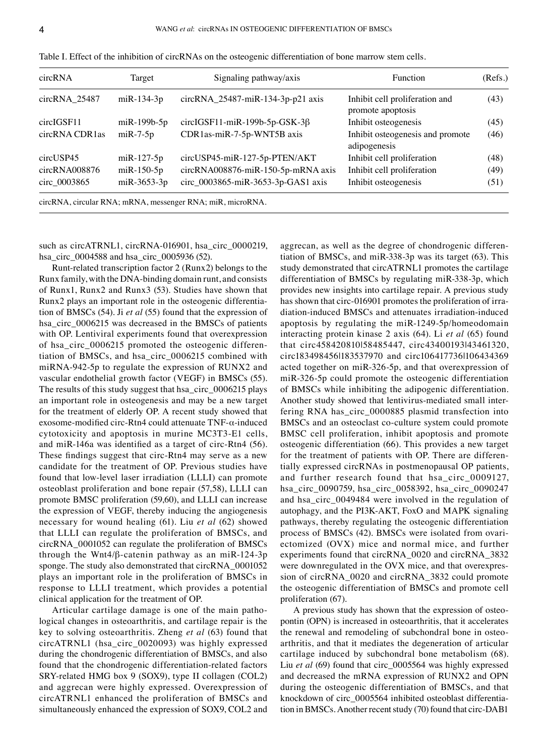Table I. Effect of the inhibition of circRNAs on the osteogenic differentiation of bone marrow stem cells.

| circRNA | Target | Signaling pathway/axis | Function | (Refs.) |
|---|---|---|---|---|
| circRNA_25487 | miR-134-3p | circRNA_25487-miR-134-3p-p21 axis | Inhibit cell proliferation and promote apoptosis | (43) |
| circIGSF11 | miR-199b-5p | circIGSF11-miR-199b-5p-GSK-3β | Inhibit osteogenesis | (45) |
| circRNA CDR1as | miR-7-5p | CDR1as-miR-7-5p-WNT5B axis | Inhibit osteogenesis and promote adipogenesis | (46) |
| circUSP45 | miR-127-5p | circUSP45-miR-127-5p-PTEN/AKT | Inhibit cell proliferation | (48) |
| circRNA008876 | miR-150-5p | circRNA008876-miR-150-5p-mRNA axis | Inhibit cell proliferation | (49) |
| circ_0003865 | miR-3653-3p | circ_0003865-miR-3653-3p-GAS1 axis | Inhibit osteogenesis | (51) |

circRNA, circular RNA; mRNA, messenger RNA; miR, microRNA.

such as circATRNL1, circRNA-016901, hsa_circ_0000219, hsa_circ_0004588 and hsa_circ_0005936 (52).

Runt-related transcription factor 2 (Runx2) belongs to the Runx family, with the DNA-binding domain runt, and consists of Runx1, Runx2 and Runx3 (53). Studies have shown that Runx2 plays an important role in the osteogenic differentiation of BMSCs (54). Ji *et al* (55) found that the expression of hsa_circ_0006215 was decreased in the BMSCs of patients with OP. Lentiviral experiments found that overexpression of hsa_circ_0006215 promoted the osteogenic differentiation of BMSCs, and hsa_circ_0006215 combined with miRNA-942-5p to regulate the expression of RUNX2 and vascular endothelial growth factor (VEGF) in BMSCs (55). The results of this study suggest that hsa_circ_0006215 plays an important role in osteogenesis and may be a new target for the treatment of elderly OP. A recent study showed that exosome-modified circ-Rtn4 could attenuate TNF-α-induced cytotoxicity and apoptosis in murine MC3T3-E1 cells, and miR-146a was identified as a target of circ-Rtn4 (56). These findings suggest that circ-Rtn4 may serve as a new candidate for the treatment of OP. Previous studies have found that low-level laser irradiation (LLLI) can promote osteoblast proliferation and bone repair (57,58), LLLI can promote BMSC proliferation (59,60), and LLLI can increase the expression of VEGF, thereby inducing the angiogenesis necessary for wound healing (61). Liu *et al* (62) showed that LLLI can regulate the proliferation of BMSCs, and circRNA_0001052 can regulate the proliferation of BMSCs through the Wnt4/β-catenin pathway as an miR-124-3p sponge. The study also demonstrated that circRNA_0001052 plays an important role in the proliferation of BMSCs in response to LLLI treatment, which provides a potential clinical application for the treatment of OP.

Articular cartilage damage is one of the main pathological changes in osteoarthritis, and cartilage repair is the key to solving osteoarthritis. Zheng *et al* (63) found that circATRNL1 (hsa_circ_0020093) was highly expressed during the chondrogenic differentiation of BMSCs, and also found that the chondrogenic differentiation-related factors SRY-related HMG box 9 (SOX9), type II collagen (COL2) and aggrecan were highly expressed. Overexpression of circATRNL1 enhanced the proliferation of BMSCs and simultaneously enhanced the expression of SOX9, COL2 and aggrecan, as well as the degree of chondrogenic differentiation of BMSCs, and miR-338-3p was its target (63). This study demonstrated that circATRNL1 promotes the cartilage differentiation of BMSCs by regulating miR-338-3p, which provides new insights into cartilage repair. A previous study has shown that circ-016901 promotes the proliferation of irradiation-induced BMSCs and attenuates irradiation-induced apoptosis by regulating the miR-1249-5p/homeodomain interacting protein kinase 2 axis (64). Li *et al* (65) found that circ45842081058485447, circ43400193143461320, circ183498456l183537970 and circ106417736l106434369 acted together on miR-326-5p, and that overexpression of miR-326-5p could promote the osteogenic differentiation of BMSCs while inhibiting the adipogenic differentiation. Another study showed that lentivirus-mediated small interfering RNA has_circ_0000885 plasmid transfection into BMSCs and an osteoclast co-culture system could promote BMSC cell proliferation, inhibit apoptosis and promote osteogenic differentiation (66). This provides a new target for the treatment of patients with OP. There are differentially expressed circRNAs in postmenopausal OP patients, and further research found that hsa_circ_0009127, hsa_circ_0090759, hsa_circ_0058392, hsa_circ_0090247 and hsa_circ_0049484 were involved in the regulation of autophagy, and the PI3K-AKT, FoxO and MAPK signaling pathways, thereby regulating the osteogenic differentiation process of BMSCs (42). BMSCs were isolated from ovariectomized (OVX) mice and normal mice, and further experiments found that circRNA_0020 and circRNA_3832 were downregulated in the OVX mice, and that overexpression of circRNA_0020 and circRNA_3832 could promote the osteogenic differentiation of BMSCs and promote cell proliferation (67).

A previous study has shown that the expression of osteopontin (OPN) is increased in osteoarthritis, that it accelerates the renewal and remodeling of subchondral bone in osteoarthritis, and that it mediates the degeneration of articular cartilage induced by subchondral bone metabolism (68). Liu *et al* (69) found that circ_0005564 was highly expressed and decreased the mRNA expression of RUNX2 and OPN during the osteogenic differentiation of BMSCs, and that knockdown of circ_0005564 inhibited osteoblast differentiation in BMSCs. Another recent study (70) found that circ-DAB1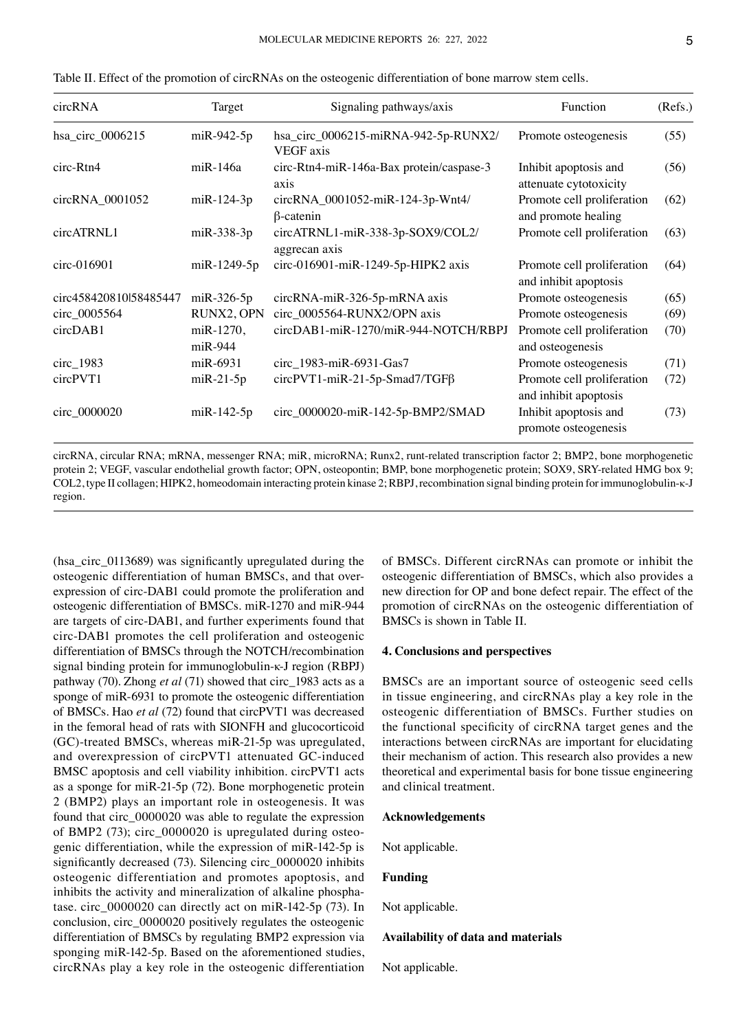Table II. Effect of the promotion of circRNAs on the osteogenic differentiation of bone marrow stem cells.

| circRNA | Target | Signaling pathways/axis | Function | (Refs.) |
| --- | --- | --- | --- | --- |
| hsa_circ_0006215 | miR-942-5p | hsa_circ_0006215-miRNA-942-5p-RUNX2/VEGF axis | Promote osteogenesis | (55) |
| circ-Rtn4 | miR-146a | circ-Rtn4-miR-146a-Bax protein/caspase-3 axis | Inhibit apoptosis and attenuate cytotoxicity | (56) |
| circRNA_0001052 | miR-124-3p | circRNA_0001052-miR-124-3p-Wnt4/β-catenin | Promote cell proliferation and promote healing | (62) |
| circATRNL1 | miR-338-3p | circATRNL1-miR-338-3p-SOX9/COL2/aggrecan axis | Promote cell proliferation | (63) |
| circ-016901 | miR-1249-5p | circ-016901-miR-1249-5p-HIPK2 axis | Promote cell proliferation and inhibit apoptosis | (64) |
| circ458420810\|58485447 | miR-326-5p | circRNA-miR-326-5p-mRNA axis | Promote osteogenesis | (65) |
| circ_0005564 | RUNX2, OPN | circ_0005564-RUNX2/OPN axis | Promote osteogenesis | (69) |
| circDAB1 | miR-1270, miR-944 | circDAB1-miR-1270/miR-944-NOTCH/RBPJ | Promote cell proliferation and osteogenesis | (70) |
| circ_1983 | miR-6931 | circ_1983-miR-6931-Gas7 | Promote osteogenesis | (71) |
| circPVT1 | miR-21-5p | circPVT1-miR-21-5p-Smad7/TGFβ | Promote cell proliferation and inhibit apoptosis | (72) |
| circ_0000020 | miR-142-5p | circ_0000020-miR-142-5p-BMP2/SMAD | Inhibit apoptosis and promote osteogenesis | (73) |

circRNA, circular RNA; mRNA, messenger RNA; miR, microRNA; Runx2, runt-related transcription factor 2; BMP2, bone morphogenetic protein 2; VEGF, vascular endothelial growth factor; OPN, osteopontin; BMP, bone morphogenetic protein; SOX9, SRY-related HMG box 9; COL2, type II collagen; HIPK2, homeodomain interacting protein kinase 2; RBPJ, recombination signal binding protein for immunoglobulin-κ-J region.

(hsa_circ_0113689) was significantly upregulated during the osteogenic differentiation of human BMSCs, and that overexpression of circ-DAB1 could promote the proliferation and osteogenic differentiation of BMSCs. miR-1270 and miR-944 are targets of circ-DAB1, and further experiments found that circ-DAB1 promotes the cell proliferation and osteogenic differentiation of BMSCs through the NOTCH/recombination signal binding protein for immunoglobulin-κ-J region (RBPJ) pathway (70). Zhong *et al* (71) showed that circ_1983 acts as a sponge of miR-6931 to promote the osteogenic differentiation of BMSCs. Hao *et al* (72) found that circPVT1 was decreased in the femoral head of rats with SIONFH and glucocorticoid (GC)-treated BMSCs, whereas miR-21-5p was upregulated, and overexpression of circPVT1 attenuated GC-induced BMSC apoptosis and cell viability inhibition. circPVT1 acts as a sponge for miR-21-5p (72). Bone morphogenetic protein 2 (BMP2) plays an important role in osteogenesis. It was found that circ_0000020 was able to regulate the expression of BMP2 (73); circ_0000020 is upregulated during osteogenic differentiation, while the expression of miR-142-5p is significantly decreased (73). Silencing circ_0000020 inhibits osteogenic differentiation and promotes apoptosis, and inhibits the activity and mineralization of alkaline phosphatase. circ_0000020 can directly act on miR-142-5p (73). In conclusion, circ_0000020 positively regulates the osteogenic differentiation of BMSCs by regulating BMP2 expression via sponging miR-142-5p. Based on the aforementioned studies, circRNAs play a key role in the osteogenic differentiation of BMSCs. Different circRNAs can promote or inhibit the osteogenic differentiation of BMSCs, which also provides a new direction for OP and bone defect repair. The effect of the promotion of circRNAs on the osteogenic differentiation of BMSCs is shown in Table II.

## 4. Conclusions and perspectives

BMSCs are an important source of osteogenic seed cells in tissue engineering, and circRNAs play a key role in the osteogenic differentiation of BMSCs. Further studies on the functional specificity of circRNA target genes and the interactions between circRNAs are important for elucidating their mechanism of action. This research also provides a new theoretical and experimental basis for bone tissue engineering and clinical treatment.

### Acknowledgements

Not applicable.

### Funding

Not applicable.

### Availability of data and materials

Not applicable.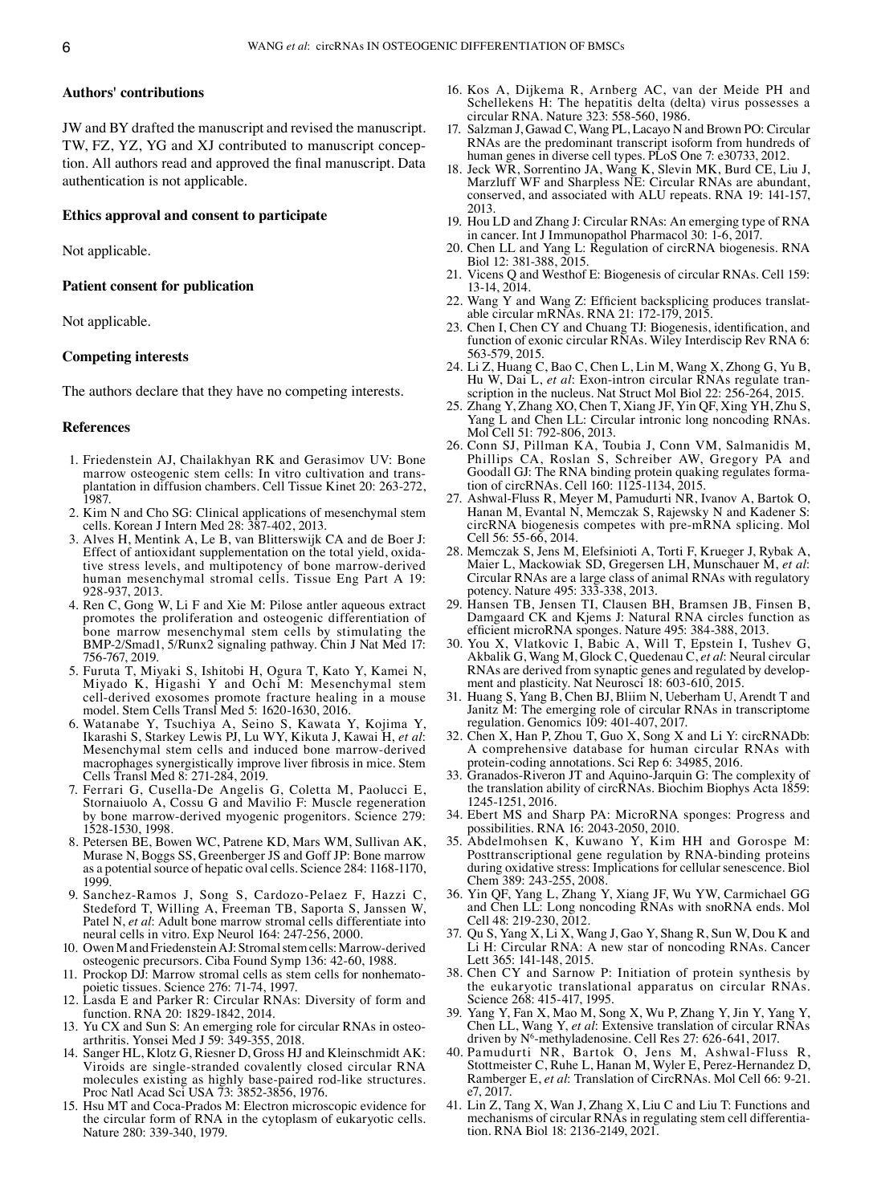## Authors' contributions

JW and BY drafted the manuscript and revised the manuscript. TW, FZ, YZ, YG and XJ contributed to manuscript conception. All authors read and approved the final manuscript. Data authentication is not applicable.

## Ethics approval and consent to participate

Not applicable.

## Patient consent for publication

Not applicable.

## Competing interests

The authors declare that they have no competing interests.

## References

1. Friedenstein AJ, Chailakhyan RK and Gerasimov UV: Bone marrow osteogenic stem cells: In vitro cultivation and transplantation in diffusion chambers. Cell Tissue Kinet 20: 263-272, 1987.
2. Kim N and Cho SG: Clinical applications of mesenchymal stem cells. Korean J Intern Med 28: 387-402, 2013.
3. Alves H, Mentink A, Le B, van Blitterswijk CA and de Boer J: Effect of antioxidant supplementation on the total yield, oxidative stress levels, and multipotency of bone marrow-derived human mesenchymal stromal cells. Tissue Eng Part A 19: 928-937, 2013.
4. Ren C, Gong W, Li F and Xie M: Pilose antler aqueous extract promotes the proliferation and osteogenic differentiation of bone marrow mesenchymal stem cells by stimulating the BMP-2/Smad1, 5/Runx2 signaling pathway. Chin J Nat Med 17: 756-767, 2019.
5. Furuta T, Miyaki S, Ishitobi H, Ogura T, Kato Y, Kamei N, Miyado K, Higashi Y and Ochi M: Mesenchymal stem cell-derived exosomes promote fracture healing in a mouse model. Stem Cells Transl Med 5: 1620-1630, 2016.
6. Watanabe Y, Tsuchiya A, Seino S, Kawata Y, Kojima Y, Ikarashi S, Starkey Lewis PJ, Lu WY, Kikuta J, Kawai H, *et al*: Mesenchymal stem cells and induced bone marrow-derived macrophages synergistically improve liver fibrosis in mice. Stem Cells Transl Med 8: 271-284, 2019.
7. Ferrari G, Cusella-De Angelis G, Coletta M, Paolucci E, Stornaiuolo A, Cossu G and Mavilio F: Muscle regeneration by bone marrow-derived myogenic progenitors. Science 279: 1528-1530, 1998.
8. Petersen BE, Bowen WC, Patrene KD, Mars WM, Sullivan AK, Murase N, Boggs SS, Greenberger JS and Goff JP: Bone marrow as a potential source of hepatic oval cells. Science 284: 1168-1170, 1999.
9. Sanchez-Ramos J, Song S, Cardozo-Pelaez F, Hazzi C, Stedeford T, Willing A, Freeman TB, Saporta S, Janssen W, Patel N, *et al*: Adult bone marrow stromal cells differentiate into neural cells in vitro. Exp Neurol 164: 247-256, 2000.
10. Owen M and Friedenstein AJ: Stromal stem cells: Marrow-derived osteogenic precursors. Ciba Found Symp 136: 42-60, 1988.
11. Prockop DJ: Marrow stromal cells as stem cells for nonhematopoietic tissues. Science 276: 71-74, 1997.
12. Lasda E and Parker R: Circular RNAs: Diversity of form and function. RNA 20: 1829-1842, 2014.
13. Yu CX and Sun S: An emerging role for circular RNAs in osteoarthritis. Yonsei Med J 59: 349-355, 2018.
14. Sanger HL, Klotz G, Riesner D, Gross HJ and Kleinschmidt AK: Viroids are single-stranded covalently closed circular RNA molecules existing as highly base-paired rod-like structures. Proc Natl Acad Sci USA 73: 3852-3856, 1976.
15. Hsu MT and Coca-Prados M: Electron microscopic evidence for the circular form of RNA in the cytoplasm of eukaryotic cells. Nature 280: 339-340, 1979.
16. Kos A, Dijkema R, Arnberg AC, van der Meide PH and Schellekens H: The hepatitis delta (delta) virus possesses a circular RNA. Nature 323: 558-560, 1986.
17. Salzman J, Gawad C, Wang PL, Lacayo N and Brown PO: Circular RNAs are the predominant transcript isoform from hundreds of human genes in diverse cell types. PLoS One 7: e30733, 2012.
18. Jeck WR, Sorrentino JA, Wang K, Slevin MK, Burd CE, Liu J, Marzluff WF and Sharpless NE: Circular RNAs are abundant, conserved, and associated with ALU repeats. RNA 19: 141-157, 2013.
19. Hou LD and Zhang J: Circular RNAs: An emerging type of RNA in cancer. Int J Immunopathol Pharmacol 30: 1-6, 2017.
20. Chen LL and Yang L: Regulation of circRNA biogenesis. RNA Biol 12: 381-388, 2015.
21. Vicens Q and Westhof E: Biogenesis of circular RNAs. Cell 159: 13-14, 2014.
22. Wang Y and Wang Z: Efficient backsplicing produces translatable circular mRNAs. RNA 21: 172-179, 2015.
23. Chen I, Chen CY and Chuang TJ: Biogenesis, identification, and function of exonic circular RNAs. Wiley Interdiscip Rev RNA 6: 563-579, 2015.
24. Li Z, Huang C, Bao C, Chen L, Lin M, Wang X, Zhong G, Yu B, Hu W, Dai L, *et al*: Exon-intron circular RNAs regulate transcription in the nucleus. Nat Struct Mol Biol 22: 256-264, 2015.
25. Zhang Y, Zhang XO, Chen T, Xiang JF, Yin QF, Xing YH, Zhu S, Yang L and Chen LL: Circular intronic long noncoding RNAs. Mol Cell 51: 792-806, 2013.
26. Conn SJ, Pillman KA, Toubia J, Conn VM, Salmanidis M, Phillips CA, Roslan S, Schreiber AW, Gregory PA and Goodall GJ: The RNA binding protein quaking regulates formation of circRNAs. Cell 160: 1125-1134, 2015.
27. Ashwal-Fluss R, Meyer M, Pamudurti NR, Ivanov A, Bartok O, Hanan M, Evantal N, Memczak S, Rajewsky N and Kadener S: circRNA biogenesis competes with pre-mRNA splicing. Mol Cell 56: 55-66, 2014.
28. Memczak S, Jens M, Elefsinioti A, Torti F, Krueger J, Rybak A, Maier L, Mackowiak SD, Gregersen LH, Munschauer M, *et al*: Circular RNAs are a large class of animal RNAs with regulatory potency. Nature 495: 333-338, 2013.
29. Hansen TB, Jensen TI, Clausen BH, Bramsen JB, Finsen B, Damgaard CK and Kjems J: Natural RNA circles function as efficient microRNA sponges. Nature 495: 384-388, 2013.
30. You X, Vlatkovic I, Babic A, Will T, Epstein I, Tushev G, Akbalik G, Wang M, Glock C, Quedenau C, *et al*: Neural circular RNAs are derived from synaptic genes and regulated by development and plasticity. Nat Neurosci 18: 603-610, 2015.
31. Huang S, Yang B, Chen BJ, Bliim N, Ueberham U, Arendt T and Janitz M: The emerging role of circular RNAs in transcriptome regulation. Genomics 109: 401-407, 2017.
32. Chen X, Han P, Zhou T, Guo X, Song X and Li Y: circRNADb: A comprehensive database for human circular RNAs with protein-coding annotations. Sci Rep 6: 34985, 2016.
33. Granados-Riveron JT and Aquino-Jarquin G: The complexity of the translation ability of circRNAs. Biochim Biophys Acta 1859: 1245-1251, 2016.
34. Ebert MS and Sharp PA: MicroRNA sponges: Progress and possibilities. RNA 16: 2043-2050, 2010.
35. Abdelmohsen K, Kuwano Y, Kim HH and Gorospe M: Posttranscriptional gene regulation by RNA-binding proteins during oxidative stress: Implications for cellular senescence. Biol Chem 389: 243-255, 2008.
36. Yin QF, Yang L, Zhang Y, Xiang JF, Wu YW, Carmichael GG and Chen LL: Long noncoding RNAs with snoRNA ends. Mol Cell 48: 219-230, 2012.
37. Qu S, Yang X, Li X, Wang J, Gao Y, Shang R, Sun W, Dou K and Li H: Circular RNA: A new star of noncoding RNAs. Cancer Lett 365: 141-148, 2015.
38. Chen CY and Sarnow P: Initiation of protein synthesis by the eukaryotic translational apparatus on circular RNAs. Science 268: 415-417, 1995.
39. Yang Y, Fan X, Mao M, Song X, Wu P, Zhang Y, Jin Y, Yang Y, Chen LL, Wang Y, *et al*: Extensive translation of circular RNAs driven by $N^6$-methyladenosine. Cell Res 27: 626-641, 2017.
40. Pamudurti NR, Bartok O, Jens M, Ashwal-Fluss R, Stottmeister C, Ruhe L, Hanan M, Wyler E, Perez-Hernandez D, Ramberger E, *et al*: Translation of CircRNAs. Mol Cell 66: 9-21.e7, 2017.
41. Lin Z, Tang X, Wan J, Zhang X, Liu C and Liu T: Functions and mechanisms of circular RNAs in regulating stem cell differentiation. RNA Biol 18: 2136-2149, 2021.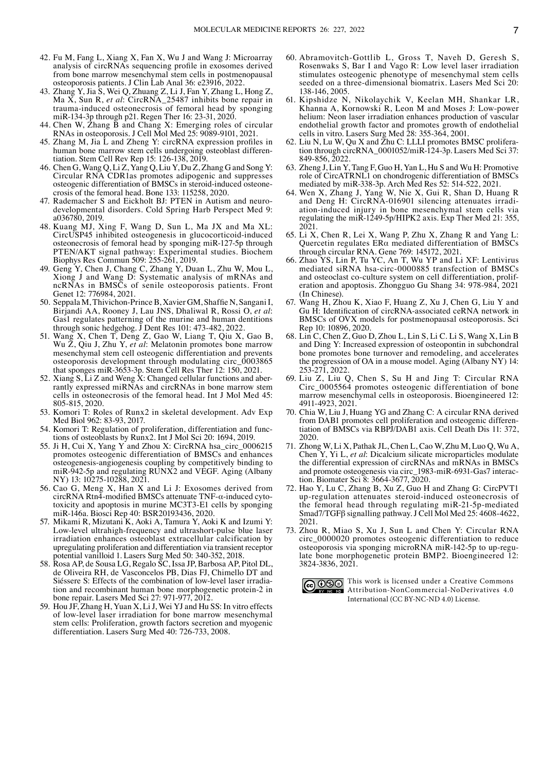42. Fu M, Fang L, Xiang X, Fan X, Wu J and Wang J: Microarray analysis of circRNAs sequencing profile in exosomes derived from bone marrow mesenchymal stem cells in postmenopausal osteoporosis patients. J Clin Lab Anal 36: e23916, 2022.
43. Zhang Y, Jia S, Wei Q, Zhuang Z, Li J, Fan Y, Zhang L, Hong Z, Ma X, Sun R, *et al*: CircRNA_25487 inhibits bone repair in trauma-induced osteonecrosis of femoral head by sponging miR-134-3p through p21. Regen Ther 16: 23-31, 2020.
44. Chen W, Zhang B and Chang X: Emerging roles of circular RNAs in osteoporosis. J Cell Mol Med 25: 9089-9101, 2021.
45. Zhang M, Jia L and Zheng Y: circRNA expression profiles in human bone marrow stem cells undergoing osteoblast differentiation. Stem Cell Rev Rep 15: 126-138, 2019.
46. Chen G, Wang Q, Li Z, Yang Q, Liu Y, Du Z, Zhang G and Song Y: Circular RNA CDR1as promotes adipogenic and suppresses osteogenic differentiation of BMSCs in steroid-induced osteonecrosis of the femoral head. Bone 133: 115258, 2020.
47. Rademacher S and Eickholt BJ: PTEN in Autism and neurodevelopmental disorders. Cold Spring Harb Perspect Med 9: a036780, 2019.
48. Kuang MJ, Xing F, Wang D, Sun L, Ma JX and Ma XL: CircUSP45 inhibited osteogenesis in glucocorticoid-induced osteonecrosis of femoral head by sponging miR-127-5p through PTEN/AKT signal pathway: Experimental studies. Biochem Biophys Res Commun 509: 255-261, 2019.
49. Geng Y, Chen J, Chang C, Zhang Y, Duan L, Zhu W, Mou L, Xiong J and Wang D: Systematic analysis of mRNAs and ncRNAs in BMSCs of senile osteoporosis patients. Front Genet 12: 776984, 2021.
50. Seppala M, Thivichon-Prince B, Xavier GM, Shaffie N, Sangani I, Birjandi AA, Rooney J, Lau JNS, Dhaliwal R, Rossi O, *et al*: Gas1 regulates patterning of the murine and human dentitions through sonic hedgehog. J Dent Res 101: 473-482, 2022.
51. Wang X, Chen T, Deng Z, Gao W, Liang T, Qiu X, Gao B, Wu Z, Qiu J, Zhu Y, *et al*: Melatonin promotes bone marrow mesenchymal stem cell osteogenic differentiation and prevents osteoporosis development through modulating circ_0003865 that sponges miR-3653-3p. Stem Cell Res Ther 12: 150, 2021.
52. Xiang S, Li Z and Weng X: Changed cellular functions and aberrantly expressed miRNAs and circRNAs in bone marrow stem cells in osteonecrosis of the femoral head. Int J Mol Med 45: 805-815, 2020.
53. Komori T: Roles of Runx2 in skeletal development. Adv Exp Med Biol 962: 83-93, 2017.
54. Komori T: Regulation of proliferation, differentiation and functions of osteoblasts by Runx2. Int J Mol Sci 20: 1694, 2019.
55. Ji H, Cui X, Yang Y and Zhou X: CircRNA hsa_circ_0006215 promotes osteogenic differentiation of BMSCs and enhances osteogenesis-angiogenesis coupling by competitively binding to miR-942-5p and regulating RUNX2 and VEGF. Aging (Albany NY) 13: 10275-10288, 2021.
56. Cao G, Meng X, Han X and Li J: Exosomes derived from circRNA Rtn4-modified BMSCs attenuate TNF-α-induced cytotoxicity and apoptosis in murine MC3T3-E1 cells by sponging miR-146a. Biosci Rep 40: BSR20193436, 2020.
57. Mikami R, Mizutani K, Aoki A, Tamura Y, Aoki K and Izumi Y: Low-level ultrahigh-frequency and ultrashort-pulse blue laser irradiation enhances osteoblast extracellular calcification by upregulating proliferation and differentiation via transient receptor potential vanilloid 1. Lasers Surg Med 50: 340-352, 2018.
58. Rosa AP, de Sousa LG, Regalo SC, Issa JP, Barbosa AP, Pitol DL, de Oliveira RH, de Vasconcelos PB, Dias FJ, Chimello DT and Siéssere S: Effects of the combination of low-level laser irradiation and recombinant human bone morphogenetic protein-2 in bone repair. Lasers Med Sci 27: 971-977, 2012.
59. Hou JF, Zhang H, Yuan X, Li J, Wei YJ and Hu SS: In vitro effects of low-level laser irradiation for bone marrow mesenchymal stem cells: Proliferation, growth factors secretion and myogenic differentiation. Lasers Surg Med 40: 726-733, 2008.
60. Abramovitch-Gottlib L, Gross T, Naveh D, Geresh S, Rosenwaks S, Bar I and Vago R: Low level laser irradiation stimulates osteogenic phenotype of mesenchymal stem cells seeded on a three-dimensional biomatrix. Lasers Med Sci 20: 138-146, 2005.
61. Kipshidze N, Nikolaychik V, Keelan MH, Shankar LR, Khanna A, Kornowski R, Leon M and Moses J: Low-power helium: Neon laser irradiation enhances production of vascular endothelial growth factor and promotes growth of endothelial cells in vitro. Lasers Surg Med 28: 355-364, 2001.
62. Liu N, Lu W, Qu X and Zhu C: LLLI promotes BMSC proliferation through circRNA_0001052/miR-124-3p. Lasers Med Sci 37: 849-856, 2022.
63. Zheng J, Lin Y, Tang F, Guo H, Yan L, Hu S and Wu H: Promotive role of CircATRNL1 on chondrogenic differentiation of BMSCs mediated by miR-338-3p. Arch Med Res 52: 514-522, 2021.
64. Wen X, Zhang J, Yang W, Nie X, Gui R, Shan D, Huang R and Deng H: CircRNA-016901 silencing attenuates irradiation-induced injury in bone mesenchymal stem cells via regulating the miR-1249-5p/HIPK2 axis. Exp Ther Med 21: 355, 2021.
65. Li X, Chen R, Lei X, Wang P, Zhu X, Zhang R and Yang L: Quercetin regulates ERα mediated differentiation of BMSCs through circular RNA. Gene 769: 145172, 2021.
66. Zhao YS, Lin P, Tu YC, An T, Wu YP and Li XF: Lentivirus mediated siRNA hsa-circ-0000885 transfection of BMSCs and osteoclast co-culture system on cell differentiation, proliferation and apoptosis. Zhongguo Gu Shang 34: 978-984, 2021 (In Chinese).
67. Wang H, Zhou K, Xiao F, Huang Z, Xu J, Chen G, Liu Y and Gu H: Identification of circRNA-associated ceRNA network in BMSCs of OVX models for postmenopausal osteoporosis. Sci Rep 10: 10896, 2020.
68. Lin C, Chen Z, Guo D, Zhou L, Lin S, Li C. Li S, Wang X, Lin B and Ding Y: Increased expression of osteopontin in subchondral bone promotes bone turnover and remodeling, and accelerates the progression of OA in a mouse model. Aging (Albany NY) 14: 253-271, 2022.
69. Liu Z, Liu Q, Chen S, Su H and Jing T: Circular RNA Circ_0005564 promotes osteogenic differentiation of bone marrow mesenchymal cells in osteoporosis. Bioengineered 12: 4911-4923, 2021.
70. Chia W, Liu J, Huang YG and Zhang C: A circular RNA derived from DAB1 promotes cell proliferation and osteogenic differentiation of BMSCs via RBPJ/DAB1 axis. Cell Death Dis 11: 372, 2020.
71. Zhong W, Li X, Pathak JL, Chen L, Cao W, Zhu M, Luo Q, Wu A, Chen Y, Yi L, *et al*: Dicalcium silicate microparticles modulate the differential expression of circRNAs and mRNAs in BMSCs and promote osteogenesis via circ_1983-miR-6931-Gas7 interaction. Biomater Sci 8: 3664-3677, 2020.
72. Hao Y, Lu C, Zhang B, Xu Z, Guo H and Zhang G: CircPVT1 up-regulation attenuates steroid-induced osteonecrosis of the femoral head through regulating miR-21-5p-mediated Smad7/TGFβ signalling pathway. J Cell Mol Med 25: 4608-4622, 2021.
73. Zhou R, Miao S, Xu J, Sun L and Chen Y: Circular RNA circ_0000020 promotes osteogenic differentiation to reduce osteoporosis via sponging microRNA miR-142-5p to up-regulate bone morphogenetic protein BMP2. Bioengineered 12: 3824-3836, 2021.

This work is licensed under a Creative Commons Attribution-NonCommercial-NoDerivatives 4.0 International (CC BY-NC-ND 4.0) License.